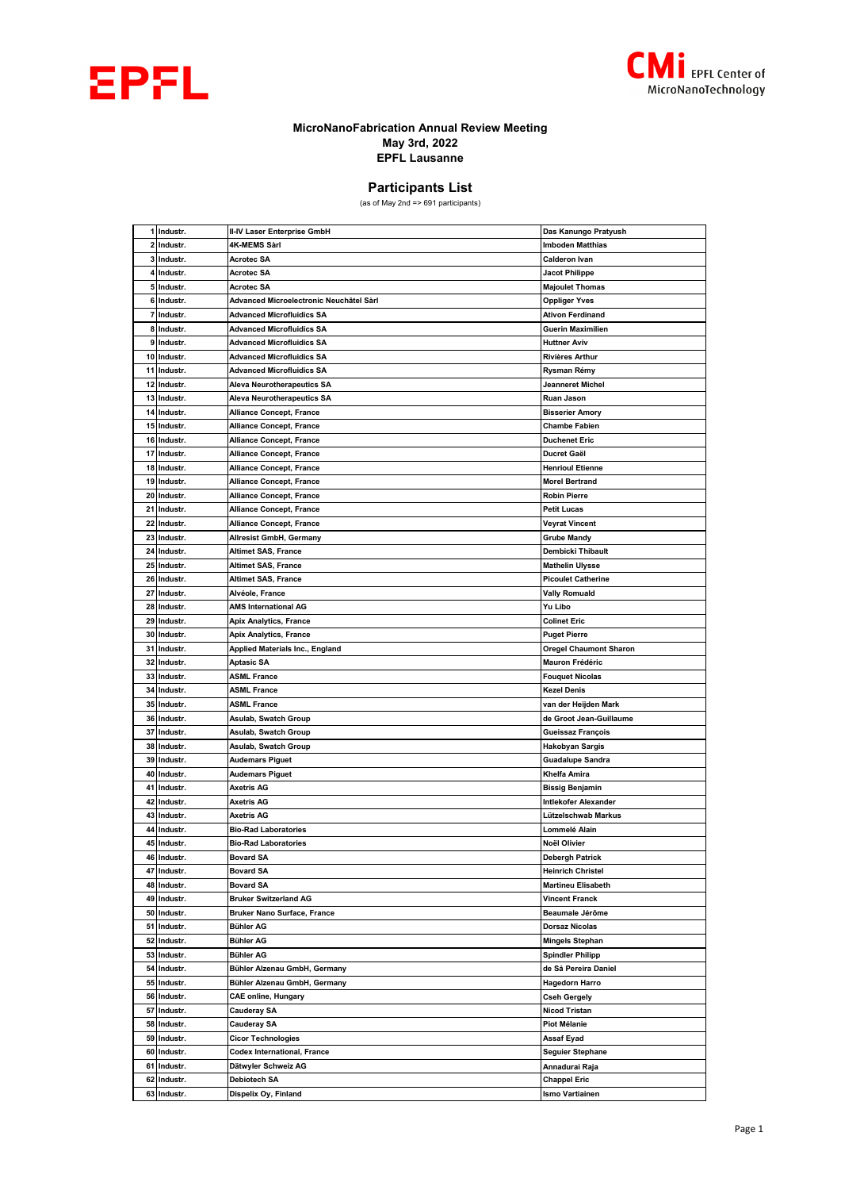**MicroNanoFabrication Annual Review Meeting**
**May 3rd, 2022**
**EPFL Lausanne**

## Participants List

(as of May 2nd => 691 participants)

| | | | |
|---|---|---|---|
| 1 | Industr. | II-IV Laser Enterprise GmbH | Das Kanungo Pratyush |
| 2 | Industr. | 4K-MEMS Sàrl | Imboden Matthias |
| 3 | Industr. | Acrotec SA | Calderon Ivan |
| 4 | Industr. | Acrotec SA | Jacot Philippe |
| 5 | Industr. | Acrotec SA | Majoulet Thomas |
| 6 | Industr. | Advanced Microelectronic Neuchâtel Sàrl | Oppliger Yves |
| 7 | Industr. | Advanced Microfluidics SA | Ativon Ferdinand |
| 8 | Industr. | Advanced Microfluidics SA | Guerin Maximilien |
| 9 | Industr. | Advanced Microfluidics SA | Huttner Aviv |
| 10 | Industr. | Advanced Microfluidics SA | Rivières Arthur |
| 11 | Industr. | Advanced Microfluidics SA | Rysman Rémy |
| 12 | Industr. | Aleva Neurotherapeutics SA | Jeanneret Michel |
| 13 | Industr. | Aleva Neurotherapeutics SA | Ruan Jason |
| 14 | Industr. | Alliance Concept, France | Bisserier Amory |
| 15 | Industr. | Alliance Concept, France | Chambe Fabien |
| 16 | Industr. | Alliance Concept, France | Duchenet Eric |
| 17 | Industr. | Alliance Concept, France | Ducret Gaël |
| 18 | Industr. | Alliance Concept, France | Henrioul Etienne |
| 19 | Industr. | Alliance Concept, France | Morel Bertrand |
| 20 | Industr. | Alliance Concept, France | Robin Pierre |
| 21 | Industr. | Alliance Concept, France | Petit Lucas |
| 22 | Industr. | Alliance Concept, France | Veyrat Vincent |
| 23 | Industr. | Allresist GmbH, Germany | Grube Mandy |
| 24 | Industr. | Altimet SAS, France | Dembicki Thibault |
| 25 | Industr. | Altimet SAS, France | Mathelin Ulysse |
| 26 | Industr. | Altimet SAS, France | Picoulet Catherine |
| 27 | Industr. | Alvéole, France | Vally Romuald |
| 28 | Industr. | AMS International AG | Yu Libo |
| 29 | Industr. | Apix Analytics, France | Colinet Eric |
| 30 | Industr. | Apix Analytics, France | Puget Pierre |
| 31 | Industr. | Applied Materials Inc., England | Oregel Chaumont Sharon |
| 32 | Industr. | Aptasic SA | Mauron Frédéric |
| 33 | Industr. | ASML France | Fouquet Nicolas |
| 34 | Industr. | ASML France | Kezel Denis |
| 35 | Industr. | ASML France | van der Heijden Mark |
| 36 | Industr. | Asulab, Swatch Group | de Groot Jean-Guillaume |
| 37 | Industr. | Asulab, Swatch Group | Gueissaz François |
| 38 | Industr. | Asulab, Swatch Group | Hakobyan Sargis |
| 39 | Industr. | Audemars Piguet | Guadalupe Sandra |
| 40 | Industr. | Audemars Piguet | Khelfa Amira |
| 41 | Industr. | Axetris AG | Bissig Benjamin |
| 42 | Industr. | Axetris AG | Intlekofer Alexander |
| 43 | Industr. | Axetris AG | Lützelschwab Markus |
| 44 | Industr. | Bio-Rad Laboratories | Lommelé Alain |
| 45 | Industr. | Bio-Rad Laboratories | Noël Olivier |
| 46 | Industr. | Bovard SA | Debergh Patrick |
| 47 | Industr. | Bovard SA | Heinrich Christel |
| 48 | Industr. | Bovard SA | Martineu Elisabeth |
| 49 | Industr. | Bruker Switzerland AG | Vincent Franck |
| 50 | Industr. | Bruker Nano Surface, France | Beaumale Jérôme |
| 51 | Industr. | Bühler AG | Dorsaz Nicolas |
| 52 | Industr. | Bühler AG | Mingels Stephan |
| 53 | Industr. | Bühler AG | Spindler Philipp |
| 54 | Industr. | Bühler Alzenau GmbH, Germany | de Sá Pereira Daniel |
| 55 | Industr. | Bühler Alzenau GmbH, Germany | Hagedorn Harro |
| 56 | Industr. | CAE online, Hungary | Cseh Gergely |
| 57 | Industr. | Cauderay SA | Nicod Tristan |
| 58 | Industr. | Cauderay SA | Piot Mélanie |
| 59 | Industr. | Cicor Technologies | Assaf Eyad |
| 60 | Industr. | Codex International, France | Seguier Stephane |
| 61 | Industr. | Dätwyler Schweiz AG | Annadurai Raja |
| 62 | Industr. | Debiotech SA | Chappel Eric |
| 63 | Industr. | Dispelix Oy, Finland | Ismo Vartiainen |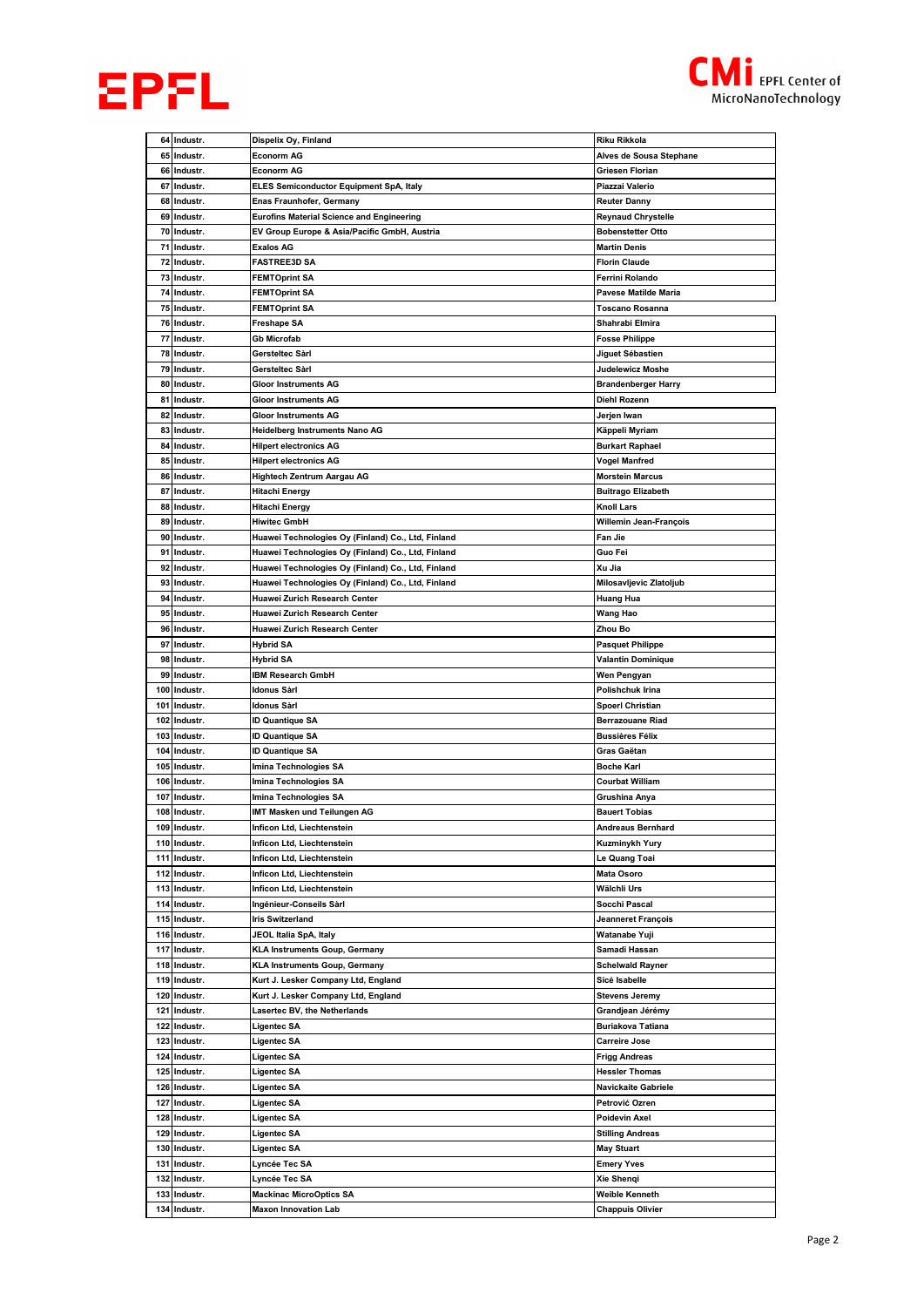| | | | |
|---|---|---|---|
| 64 | Industr. | Dispelix Oy, Finland | Riku Rikkola |
| 65 | Industr. | Econorm AG | Alves de Sousa Stephane |
| 66 | Industr. | Econorm AG | Griesen Florian |
| 67 | Industr. | ELES Semiconductor Equipment SpA, Italy | Piazzai Valerio |
| 68 | Industr. | Enas Fraunhofer, Germany | Reuter Danny |
| 69 | Industr. | Eurofins Material Science and Engineering | Reynaud Chrystelle |
| 70 | Industr. | EV Group Europe & Asia/Pacific GmbH, Austria | Bobenstetter Otto |
| 71 | Industr. | Exalos AG | Martin Denis |
| 72 | Industr. | FASTREE3D SA | Florin Claude |
| 73 | Industr. | FEMTOprint SA | Ferrini Rolando |
| 74 | Industr. | FEMTOprint SA | Pavese Matilde Maria |
| 75 | Industr. | FEMTOprint SA | Toscano Rosanna |
| 76 | Industr. | Freshape SA | Shahrabi Elmira |
| 77 | Industr. | Gb Microfab | Fosse Philippe |
| 78 | Industr. | Gersteltec Sàrl | Jiguet Sébastien |
| 79 | Industr. | Gersteltec Sàrl | Judelewicz Moshe |
| 80 | Industr. | Gloor Instruments AG | Brandenberger Harry |
| 81 | Industr. | Gloor Instruments AG | Diehl Rozenn |
| 82 | Industr. | Gloor Instruments AG | Jerjen Iwan |
| 83 | Industr. | Heidelberg Instruments Nano AG | Käppeli Myriam |
| 84 | Industr. | Hilpert electronics AG | Burkart Raphael |
| 85 | Industr. | Hilpert electronics AG | Vogel Manfred |
| 86 | Industr. | Hightech Zentrum Aargau AG | Morstein Marcus |
| 87 | Industr. | Hitachi Energy | Buitrago Elizabeth |
| 88 | Industr. | Hitachi Energy | Knoll Lars |
| 89 | Industr. | Hiwitec GmbH | Willemin Jean-François |
| 90 | Industr. | Huawei Technologies Oy (Finland) Co., Ltd, Finland | Fan Jie |
| 91 | Industr. | Huawei Technologies Oy (Finland) Co., Ltd, Finland | Guo Fei |
| 92 | Industr. | Huawei Technologies Oy (Finland) Co., Ltd, Finland | Xu Jia |
| 93 | Industr. | Huawei Technologies Oy (Finland) Co., Ltd, Finland | Milosavljevic Zlatoljub |
| 94 | Industr. | Huawei Zurich Research Center | Huang Hua |
| 95 | Industr. | Huawei Zurich Research Center | Wang Hao |
| 96 | Industr. | Huawei Zurich Research Center | Zhou Bo |
| 97 | Industr. | Hybrid SA | Pasquet Philippe |
| 98 | Industr. | Hybrid SA | Valantin Dominique |
| 99 | Industr. | IBM Research GmbH | Wen Pengyan |
| 100 | Industr. | Idonus Sàrl | Polishchuk Irina |
| 101 | Industr. | Idonus Sàrl | Spoerl Christian |
| 102 | Industr. | ID Quantique SA | Berrazouane Riad |
| 103 | Industr. | ID Quantique SA | Bussières Félix |
| 104 | Industr. | ID Quantique SA | Gras Gaëtan |
| 105 | Industr. | Imina Technologies SA | Boche Karl |
| 106 | Industr. | Imina Technologies SA | Courbat William |
| 107 | Industr. | Imina Technologies SA | Grushina Anya |
| 108 | Industr. | IMT Masken und Teilungen AG | Bauert Tobias |
| 109 | Industr. | Inficon Ltd, Liechtenstein | Andreaus Bernhard |
| 110 | Industr. | Inficon Ltd, Liechtenstein | Kuzminykh Yury |
| 111 | Industr. | Inficon Ltd, Liechtenstein | Le Quang Toai |
| 112 | Industr. | Inficon Ltd, Liechtenstein | Mata Osoro |
| 113 | Industr. | Inficon Ltd, Liechtenstein | Wälchli Urs |
| 114 | Industr. | Ingénieur-Conseils Sàrl | Socchi Pascal |
| 115 | Industr. | Iris Switzerland | Jeanneret François |
| 116 | Industr. | JEOL Italia SpA, Italy | Watanabe Yuji |
| 117 | Industr. | KLA Instruments Goup, Germany | Samadi Hassan |
| 118 | Industr. | KLA Instruments Goup, Germany | Schelwald Rayner |
| 119 | Industr. | Kurt J. Lesker Company Ltd, England | Sicé Isabelle |
| 120 | Industr. | Kurt J. Lesker Company Ltd, England | Stevens Jeremy |
| 121 | Industr. | Lasertec BV, the Netherlands | Grandjean Jérémy |
| 122 | Industr. | Ligentec SA | Buriakova Tatiana |
| 123 | Industr. | Ligentec SA | Carreire Jose |
| 124 | Industr. | Ligentec SA | Frigg Andreas |
| 125 | Industr. | Ligentec SA | Hessler Thomas |
| 126 | Industr. | Ligentec SA | Navickaite Gabriele |
| 127 | Industr. | Ligentec SA | Petrović Ozren |
| 128 | Industr. | Ligentec SA | Poidevin Axel |
| 129 | Industr. | Ligentec SA | Stilling Andreas |
| 130 | Industr. | Ligentec SA | May Stuart |
| 131 | Industr. | Lyncée Tec SA | Emery Yves |
| 132 | Industr. | Lyncée Tec SA | Xie Shenqi |
| 133 | Industr. | Mackinac MicroOptics SA | Weible Kenneth |
| 134 | Industr. | Maxon Innovation Lab | Chappuis Olivier |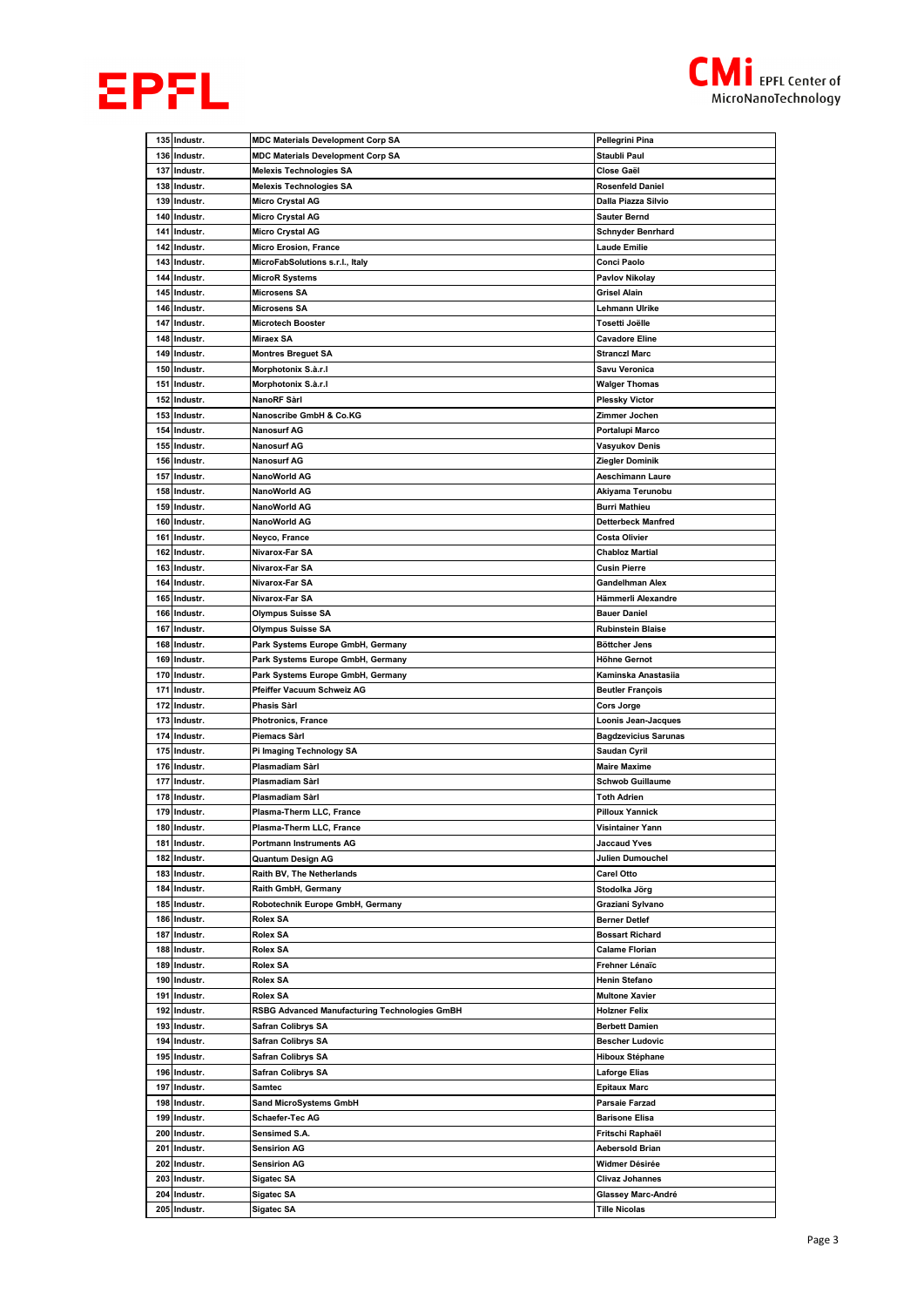| | | | |
|---|---|---|---|
| 135 | Industr. | MDC Materials Development Corp SA | Pellegrini Pina |
| 136 | Industr. | MDC Materials Development Corp SA | Staubli Paul |
| 137 | Industr. | Melexis Technologies SA | Close Gaël |
| 138 | Industr. | Melexis Technologies SA | Rosenfeld Daniel |
| 139 | Industr. | Micro Crystal AG | Dalla Piazza Silvio |
| 140 | Industr. | Micro Crystal AG | Sauter Bernd |
| 141 | Industr. | Micro Crystal AG | Schnyder Benrhard |
| 142 | Industr. | Micro Erosion, France | Laude Emilie |
| 143 | Industr. | MicroFabSolutions s.r.l., Italy | Conci Paolo |
| 144 | Industr. | MicroR Systems | Pavlov Nikolay |
| 145 | Industr. | Microsens SA | Grisel Alain |
| 146 | Industr. | Microsens SA | Lehmann Ulrike |
| 147 | Industr. | Microtech Booster | Tosetti Joëlle |
| 148 | Industr. | Miraex SA | Cavadore Eline |
| 149 | Industr. | Montres Breguet SA | Stranczl Marc |
| 150 | Industr. | Morphotonix S.à.r.l | Savu Veronica |
| 151 | Industr. | Morphotonix S.à.r.l | Walger Thomas |
| 152 | Industr. | NanoRF Sàrl | Plessky Victor |
| 153 | Industr. | Nanoscribe GmbH & Co.KG | Zimmer Jochen |
| 154 | Industr. | Nanosurf AG | Portalupi Marco |
| 155 | Industr. | Nanosurf AG | Vasyukov Denis |
| 156 | Industr. | Nanosurf AG | Ziegler Dominik |
| 157 | Industr. | NanoWorld AG | Aeschimann Laure |
| 158 | Industr. | NanoWorld AG | Akiyama Terunobu |
| 159 | Industr. | NanoWorld AG | Burri Mathieu |
| 160 | Industr. | NanoWorld AG | Detterbeck Manfred |
| 161 | Industr. | Neyco, France | Costa Olivier |
| 162 | Industr. | Nivarox-Far SA | Chabloz Martial |
| 163 | Industr. | Nivarox-Far SA | Cusin Pierre |
| 164 | Industr. | Nivarox-Far SA | Gandelhman Alex |
| 165 | Industr. | Nivarox-Far SA | Hämmerli Alexandre |
| 166 | Industr. | Olympus Suisse SA | Bauer Daniel |
| 167 | Industr. | Olympus Suisse SA | Rubinstein Blaise |
| 168 | Industr. | Park Systems Europe GmbH, Germany | Böttcher Jens |
| 169 | Industr. | Park Systems Europe GmbH, Germany | Höhne Gernot |
| 170 | Industr. | Park Systems Europe GmbH, Germany | Kaminska Anastasiia |
| 171 | Industr. | Pfeiffer Vacuum Schweiz AG | Beutler François |
| 172 | Industr. | Phasis Sàrl | Cors Jorge |
| 173 | Industr. | Photronics, France | Loonis Jean-Jacques |
| 174 | Industr. | Piemacs Sàrl | Bagdzevicius Sarunas |
| 175 | Industr. | Pi Imaging Technology SA | Saudan Cyril |
| 176 | Industr. | Plasmadiam Sàrl | Maire Maxime |
| 177 | Industr. | Plasmadiam Sàrl | Schwob Guillaume |
| 178 | Industr. | Plasmadiam Sàrl | Toth Adrien |
| 179 | Industr. | Plasma-Therm LLC, France | Pilloux Yannick |
| 180 | Industr. | Plasma-Therm LLC, France | Visintainer Yann |
| 181 | Industr. | Portmann Instruments AG | Jaccaud Yves |
| 182 | Industr. | Quantum Design AG | Julien Dumouchel |
| 183 | Industr. | Raith BV, The Netherlands | Carel Otto |
| 184 | Industr. | Raith GmbH, Germany | Stodolka Jörg |
| 185 | Industr. | Robotechnik Europe GmbH, Germany | Graziani Sylvano |
| 186 | Industr. | Rolex SA | Berner Detlef |
| 187 | Industr. | Rolex SA | Bossart Richard |
| 188 | Industr. | Rolex SA | Calame Florian |
| 189 | Industr. | Rolex SA | Frehner Lénaïc |
| 190 | Industr. | Rolex SA | Henin Stefano |
| 191 | Industr. | Rolex SA | Multone Xavier |
| 192 | Industr. | RSBG Advanced Manufacturing Technologies GmbH | Holzner Felix |
| 193 | Industr. | Safran Colibrys SA | Berbett Damien |
| 194 | Industr. | Safran Colibrys SA | Bescher Ludovic |
| 195 | Industr. | Safran Colibrys SA | Hiboux Stéphane |
| 196 | Industr. | Safran Colibrys SA | Laforge Elias |
| 197 | Industr. | Samtec | Epitaux Marc |
| 198 | Industr. | Sand MicroSystems GmbH | Parsaie Farzad |
| 199 | Industr. | Schaefer-Tec AG | Barisone Elisa |
| 200 | Industr. | Sensimed S.A. | Fritschi Raphaël |
| 201 | Industr. | Sensirion AG | Aebersold Brian |
| 202 | Industr. | Sensirion AG | Widmer Désirée |
| 203 | Industr. | Sigatec SA | Clivaz Johannes |
| 204 | Industr. | Sigatec SA | Glassey Marc-André |
| 205 | Industr. | Sigatec SA | Tille Nicolas |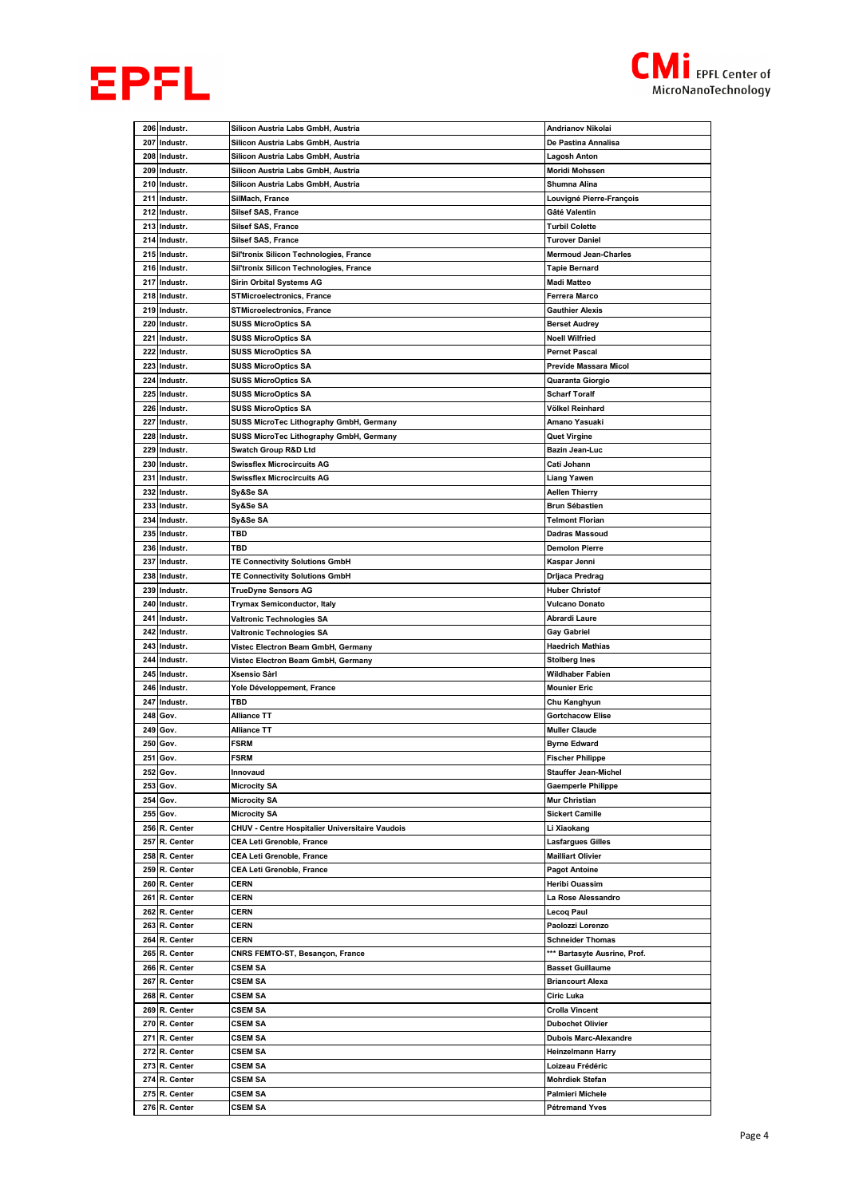| 206 | Industr. | Silicon Austria Labs GmbH, Austria | Andrianov Nikolai |
|---|---|---|---|
| 207 | Industr. | Silicon Austria Labs GmbH, Austria | De Pastina Annalisa |
| 208 | Industr. | Silicon Austria Labs GmbH, Austria | Lagosh Anton |
| 209 | Industr. | Silicon Austria Labs GmbH, Austria | Moridi Mohssen |
| 210 | Industr. | Silicon Austria Labs GmbH, Austria | Shumna Alina |
| 211 | Industr. | SilMach, France | Louvigné Pierre-François |
| 212 | Industr. | Silsef SAS, France | Gâté Valentin |
| 213 | Industr. | Silsef SAS, France | Turbil Colette |
| 214 | Industr. | Silsef SAS, France | Turover Daniel |
| 215 | Industr. | Sil'tronix Silicon Technologies, France | Mermoud Jean-Charles |
| 216 | Industr. | Sil'tronix Silicon Technologies, France | Tapie Bernard |
| 217 | Industr. | Sirin Orbital Systems AG | Madi Matteo |
| 218 | Industr. | STMicroelectronics, France | Ferrera Marco |
| 219 | Industr. | STMicroelectronics, France | Gauthier Alexis |
| 220 | Industr. | SUSS MicroOptics SA | Berset Audrey |
| 221 | Industr. | SUSS MicroOptics SA | Noell Wilfried |
| 222 | Industr. | SUSS MicroOptics SA | Pernet Pascal |
| 223 | Industr. | SUSS MicroOptics SA | Provide Massara Micol |
| 224 | Industr. | SUSS MicroOptics SA | Quaranta Giorgio |
| 225 | Industr. | SUSS MicroOptics SA | Scharf Toralf |
| 226 | Industr. | SUSS MicroOptics SA | Völkel Reinhard |
| 227 | Industr. | SUSS MicroTec Lithography GmbH, Germany | Amano Yasuaki |
| 228 | Industr. | SUSS MicroTec Lithography GmbH, Germany | Quet Virgine |
| 229 | Industr. | Swatch Group R&D Ltd | Bazin Jean-Luc |
| 230 | Industr. | Swissflex Microcircuits AG | Cati Johann |
| 231 | Industr. | Swissflex Microcircuits AG | Liang Yawen |
| 232 | Industr. | Sy&Se SA | Aellen Thierry |
| 233 | Industr. | Sy&Se SA | Brun Sébastien |
| 234 | Industr. | Sy&Se SA | Telmont Florian |
| 235 | Industr. | TBD | Dadras Massoud |
| 236 | Industr. | TBD | Demolon Pierre |
| 237 | Industr. | TE Connectivity Solutions GmbH | Kaspar Jenni |
| 238 | Industr. | TE Connectivity Solutions GmbH | Drljaca Predrag |
| 239 | Industr. | TrueDyne Sensors AG | Huber Christof |
| 240 | Industr. | Trymax Semiconductor, Italy | Vulcano Donato |
| 241 | Industr. | Valtronic Technologies SA | Abrardi Laure |
| 242 | Industr. | Valtronic Technologies SA | Gay Gabriel |
| 243 | Industr. | Vistec Electron Beam GmbH, Germany | Haedrich Mathias |
| 244 | Industr. | Vistec Electron Beam GmbH, Germany | Stolberg Ines |
| 245 | Industr. | Xsensio Sàrl | Wildhaber Fabien |
| 246 | Industr. | Yole Développement, France | Mounier Eric |
| 247 | Industr. | TBD | Chu Kanghyun |
| 248 | Gov. | Alliance TT | Gortchacow Elise |
| 249 | Gov. | Alliance TT | Muller Claude |
| 250 | Gov. | FSRM | Byrne Edward |
| 251 | Gov. | FSRM | Fischer Philippe |
| 252 | Gov. | Innovaud | Stauffer Jean-Michel |
| 253 | Gov. | Microcity SA | Gaemperle Philippe |
| 254 | Gov. | Microcity SA | Mur Christian |
| 255 | Gov. | Microcity SA | Sickert Camille |
| 256 | R. Center | CHUV - Centre Hospitalier Universitaire Vaudois | Li Xiaokang |
| 257 | R. Center | CEA Leti Grenoble, France | Lasfargues Gilles |
| 258 | R. Center | CEA Leti Grenoble, France | Mailliart Olivier |
| 259 | R. Center | CEA Leti Grenoble, France | Pagot Antoine |
| 260 | R. Center | CERN | Heribi Ouassim |
| 261 | R. Center | CERN | La Rose Alessandro |
| 262 | R. Center | CERN | Lecoq Paul |
| 263 | R. Center | CERN | Paolozzi Lorenzo |
| 264 | R. Center | CERN | Schneider Thomas |
| 265 | R. Center | CNRS FEMTO-ST, Besançon, France | *** Bartasyte Ausrine, Prof. |
| 266 | R. Center | CSEM SA | Basset Guillaume |
| 267 | R. Center | CSEM SA | Briancourt Alexa |
| 268 | R. Center | CSEM SA | Ciric Luka |
| 269 | R. Center | CSEM SA | Crolla Vincent |
| 270 | R. Center | CSEM SA | Dubochet Olivier |
| 271 | R. Center | CSEM SA | Dubois Marc-Alexandre |
| 272 | R. Center | CSEM SA | Heinzelmann Harry |
| 273 | R. Center | CSEM SA | Loizeau Frédéric |
| 274 | R. Center | CSEM SA | Mohrdiek Stefan |
| 275 | R. Center | CSEM SA | Palmieri Michele |
| 276 | R. Center | CSEM SA | Pétremand Yves |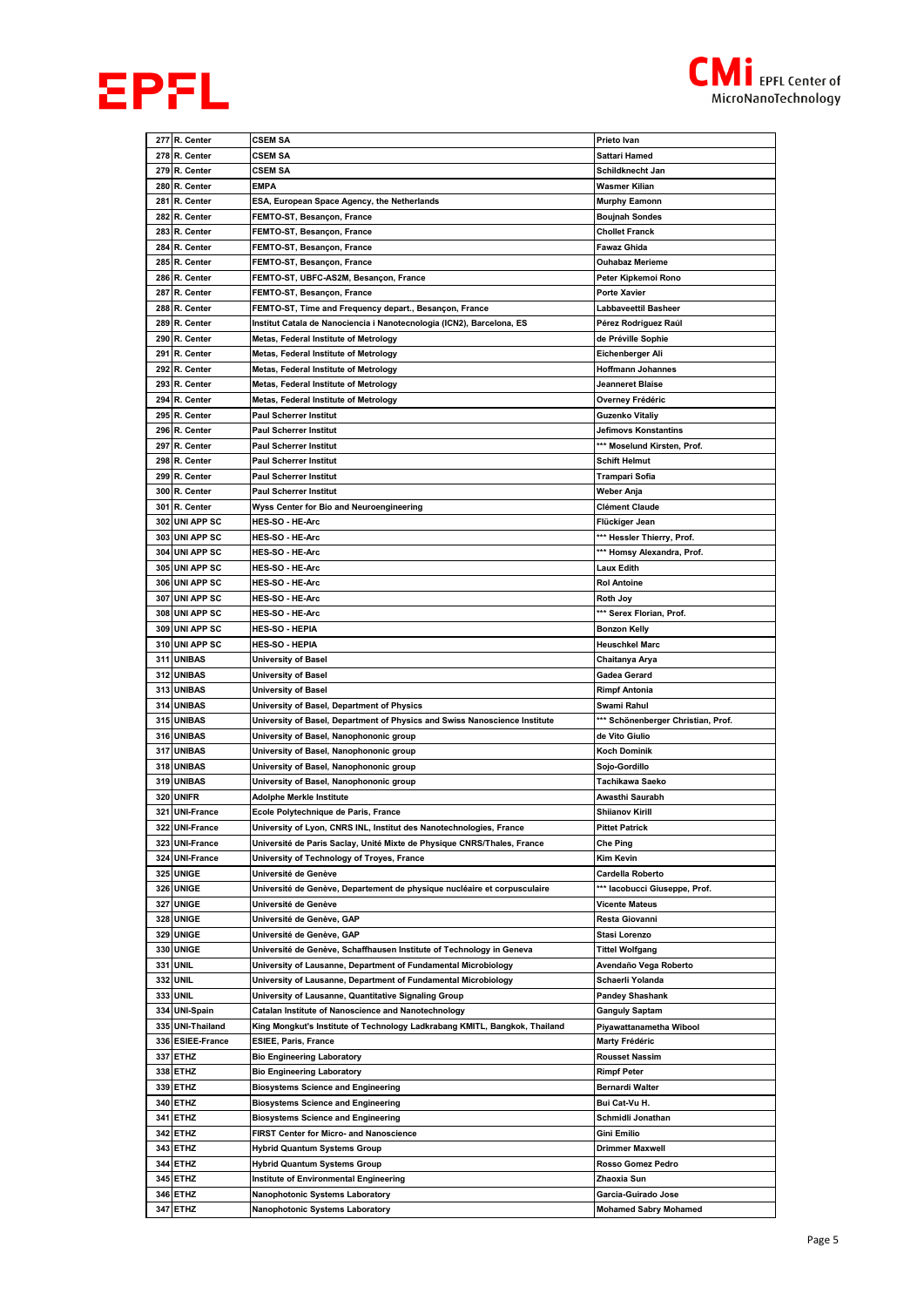| | | | |
|---|---|---|---|
| 277 | R. Center | CSEM SA | Prieto Ivan |
| 278 | R. Center | CSEM SA | Sattari Hamed |
| 279 | R. Center | CSEM SA | Schildknecht Jan |
| 280 | R. Center | EMPA | Wasmer Kilian |
| 281 | R. Center | ESA, European Space Agency, the Netherlands | Murphy Eamonn |
| 282 | R. Center | FEMTO-ST, Besançon, France | Boujnah Sondes |
| 283 | R. Center | FEMTO-ST, Besançon, France | Chollet Franck |
| 284 | R. Center | FEMTO-ST, Besançon, France | Fawaz Ghida |
| 285 | R. Center | FEMTO-ST, Besançon, France | Ouhabaz Merieme |
| 286 | R. Center | FEMTO-ST, UBFC-AS2M, Besançon, France | Peter Kipkemoi Rono |
| 287 | R. Center | FEMTO-ST, Besançon, France | Porte Xavier |
| 288 | R. Center | FEMTO-ST, Time and Frequency depart., Besançon, France | Labbaveettil Basheer |
| 289 | R. Center | Institut Catala de Nanociencia i Nanotecnologia (ICN2), Barcelona, ES | Pérez Rodriguez Raúl |
| 290 | R. Center | Metas, Federal Institute of Metrology | de Préville Sophie |
| 291 | R. Center | Metas, Federal Institute of Metrology | Eichenberger Ali |
| 292 | R. Center | Metas, Federal Institute of Metrology | Hoffmann Johannes |
| 293 | R. Center | Metas, Federal Institute of Metrology | Jeanneret Blaise |
| 294 | R. Center | Metas, Federal Institute of Metrology | Overney Frédéric |
| 295 | R. Center | Paul Scherrer Institut | Guzenko Vitaliy |
| 296 | R. Center | Paul Scherrer Institut | Jefimovs Konstantins |
| 297 | R. Center | Paul Scherrer Institut | *** Moselund Kirsten, Prof. |
| 298 | R. Center | Paul Scherrer Institut | Schift Helmut |
| 299 | R. Center | Paul Scherrer Institut | Trampari Sofia |
| 300 | R. Center | Paul Scherrer Institut | Weber Anja |
| 301 | R. Center | Wyss Center for Bio and Neuroengineering | Clément Claude |
| 302 | UNI APP SC | HES-SO - HE-Arc | Flückiger Jean |
| 303 | UNI APP SC | HES-SO - HE-Arc | *** Hessler Thierry, Prof. |
| 304 | UNI APP SC | HES-SO - HE-Arc | *** Homsy Alexandra, Prof. |
| 305 | UNI APP SC | HES-SO - HE-Arc | Laux Edith |
| 306 | UNI APP SC | HES-SO - HE-Arc | Rol Antoine |
| 307 | UNI APP SC | HES-SO - HE-Arc | Roth Joy |
| 308 | UNI APP SC | HES-SO - HE-Arc | *** Serex Florian, Prof. |
| 309 | UNI APP SC | HES-SO - HEPIA | Bonzon Kelly |
| 310 | UNI APP SC | HES-SO - HEPIA | Heuschkel Marc |
| 311 | UNIBAS | University of Basel | Chaitanya Arya |
| 312 | UNIBAS | University of Basel | Gadea Gerard |
| 313 | UNIBAS | University of Basel | Rimpf Antonia |
| 314 | UNIBAS | University of Basel, Department of Physics | Swami Rahul |
| 315 | UNIBAS | University of Basel, Department of Physics and Swiss Nanoscience Institute | *** Schönenberger Christian, Prof. |
| 316 | UNIBAS | University of Basel, Nanophononic group | de Vito Giulio |
| 317 | UNIBAS | University of Basel, Nanophononic group | Koch Dominik |
| 318 | UNIBAS | University of Basel, Nanophononic group | Sojo-Gordillo |
| 319 | UNIBAS | University of Basel, Nanophononic group | Tachikawa Saeko |
| 320 | UNIFR | Adolphe Merkle Institute | Awasthi Saurabh |
| 321 | UNI-France | Ecole Polytechnique de Paris, France | Shiianov Kirill |
| 322 | UNI-France | University of Lyon, CNRS INL, Institut des Nanotechnologies, France | Pittet Patrick |
| 323 | UNI-France | Université de Paris Saclay, Unité Mixte de Physique CNRS/Thales, France | Che Ping |
| 324 | UNI-France | University of Technology of Troyes, France | Kim Kevin |
| 325 | UNIGE | Université de Genève | Cardella Roberto |
| 326 | UNIGE | Université de Genève, Departement de physique nucléaire et corpusculaire | *** Iacobucci Giuseppe, Prof. |
| 327 | UNIGE | Université de Genève | Vicente Mateus |
| 328 | UNIGE | Université de Genève, GAP | Resta Giovanni |
| 329 | UNIGE | Université de Genève, GAP | Stasi Lorenzo |
| 330 | UNIGE | Université de Genève, Schaffhausen Institute of Technology in Geneva | Tittel Wolfgang |
| 331 | UNIL | University of Lausanne, Department of Fundamental Microbiology | Avendaño Vega Roberto |
| 332 | UNIL | University of Lausanne, Department of Fundamental Microbiology | Schaerli Yolanda |
| 333 | UNIL | University of Lausanne, Quantitative Signaling Group | Pandey Shashank |
| 334 | UNI-Spain | Catalan Institute of Nanoscience and Nanotechnology | Ganguly Saptam |
| 335 | UNI-Thailand | King Mongkut's Institute of Technology Ladkrabang KMITL, Bangkok, Thailand | Piyawattanametha Wibool |
| 336 | ESIEE-France | ESIEE, Paris, France | Marty Frédéric |
| 337 | ETHZ | Bio Engineering Laboratory | Rousset Nassim |
| 338 | ETHZ | Bio Engineering Laboratory | Rimpf Peter |
| 339 | ETHZ | Biosystems Science and Engineering | Bernardi Walter |
| 340 | ETHZ | Biosystems Science and Engineering | Bui Cat-Vu H. |
| 341 | ETHZ | Biosystems Science and Engineering | Schmidli Jonathan |
| 342 | ETHZ | FIRST Center for Micro- and Nanoscience | Gini Emilio |
| 343 | ETHZ | Hybrid Quantum Systems Group | Drimmer Maxwell |
| 344 | ETHZ | Hybrid Quantum Systems Group | Rosso Gomez Pedro |
| 345 | ETHZ | Institute of Environmental Engineering | Zhaoxia Sun |
| 346 | ETHZ | Nanophotonic Systems Laboratory | Garcia-Guirado Jose |
| 347 | ETHZ | Nanophotonic Systems Laboratory | Mohamed Sabry Mohamed |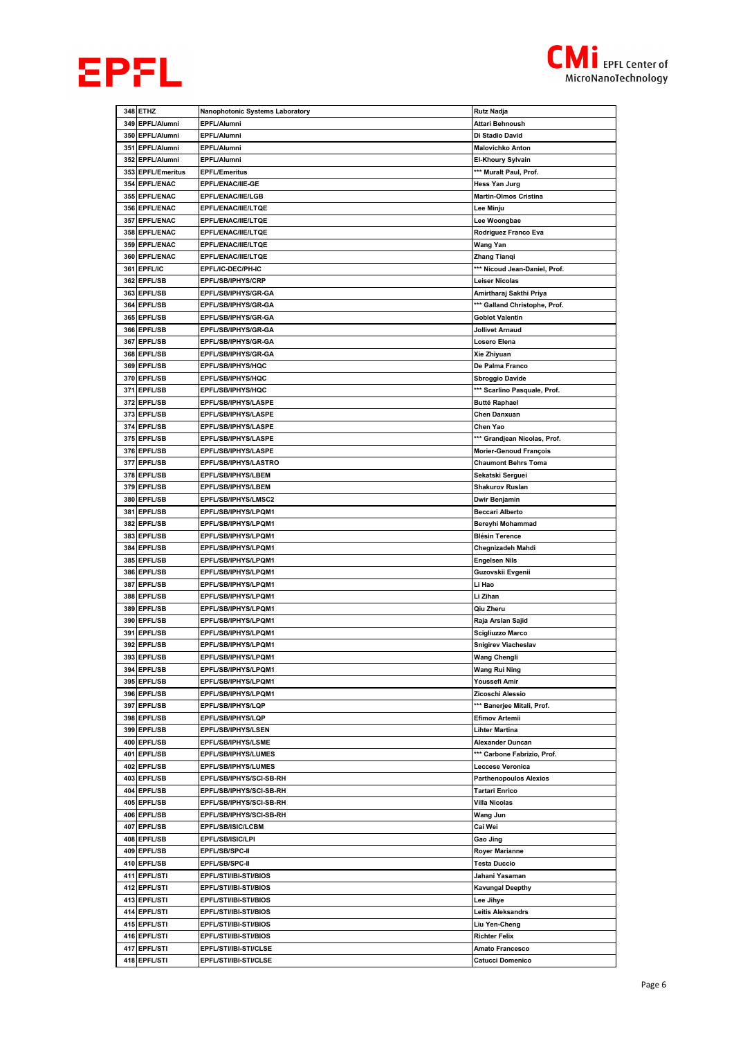| | | | |
|---|---|---|---|
| 348 | ETHZ | Nanophotonic Systems Laboratory | Rutz Nadja |
| 349 | EPFL/Alumni | EPFL/Alumni | Attari Behnoush |
| 350 | EPFL/Alumni | EPFL/Alumni | Di Stadio David |
| 351 | EPFL/Alumni | EPFL/Alumni | Malovichko Anton |
| 352 | EPFL/Alumni | EPFL/Alumni | El-Khoury Sylvain |
| 353 | EPFL/Emeritus | EPFL/Emeritus | *** Muralt Paul, Prof. |
| 354 | EPFL/ENAC | EPFL/ENAC/IIE-GE | Hess Yan Jurg |
| 355 | EPFL/ENAC | EPFL/ENAC/IIE/LGB | Martin-Olmos Cristina |
| 356 | EPFL/ENAC | EPFL/ENAC/IIE/LTQE | Lee Minju |
| 357 | EPFL/ENAC | EPFL/ENAC/IIE/LTQE | Lee Woongbae |
| 358 | EPFL/ENAC | EPFL/ENAC/IIE/LTQE | Rodriguez Franco Eva |
| 359 | EPFL/ENAC | EPFL/ENAC/IIE/LTQE | Wang Yan |
| 360 | EPFL/ENAC | EPFL/ENAC/IIE/LTQE | Zhang Tianqi |
| 361 | EPFL/IC | EPFL/IC-DEC/PH-IC | *** Nicoud Jean-Daniel, Prof. |
| 362 | EPFL/SB | EPFL/SB/IPHYS/CRP | Leiser Nicolas |
| 363 | EPFL/SB | EPFL/SB/IPHYS/GR-GA | Amirtharaj Sakthi Priya |
| 364 | EPFL/SB | EPFL/SB/IPHYS/GR-GA | *** Galland Christophe, Prof. |
| 365 | EPFL/SB | EPFL/SB/IPHYS/GR-GA | Goblot Valentin |
| 366 | EPFL/SB | EPFL/SB/IPHYS/GR-GA | Jollivet Arnaud |
| 367 | EPFL/SB | EPFL/SB/IPHYS/GR-GA | Losero Elena |
| 368 | EPFL/SB | EPFL/SB/IPHYS/GR-GA | Xie Zhiyuan |
| 369 | EPFL/SB | EPFL/SB/IPHYS/HQC | De Palma Franco |
| 370 | EPFL/SB | EPFL/SB/IPHYS/HQC | Sbroggio Davide |
| 371 | EPFL/SB | EPFL/SB/IPHYS/HQC | *** Scarlino Pasquale, Prof. |
| 372 | EPFL/SB | EPFL/SB/IPHYS/LASPE | Butté Raphael |
| 373 | EPFL/SB | EPFL/SB/IPHYS/LASPE | Chen Danxuan |
| 374 | EPFL/SB | EPFL/SB/IPHYS/LASPE | Chen Yao |
| 375 | EPFL/SB | EPFL/SB/IPHYS/LASPE | *** Grandjean Nicolas, Prof. |
| 376 | EPFL/SB | EPFL/SB/IPHYS/LASPE | Morier-Genoud François |
| 377 | EPFL/SB | EPFL/SB/IPHYS/LASTRO | Chaumont Behrs Toma |
| 378 | EPFL/SB | EPFL/SB/IPHYS/LBEM | Sekatski Serguei |
| 379 | EPFL/SB | EPFL/SB/IPHYS/LBEM | Shakurov Ruslan |
| 380 | EPFL/SB | EPFL/SB/IPHYS/LMSC2 | Dwir Benjamin |
| 381 | EPFL/SB | EPFL/SB/IPHYS/LPQM1 | Beccari Alberto |
| 382 | EPFL/SB | EPFL/SB/IPHYS/LPQM1 | Bereyhi Mohammad |
| 383 | EPFL/SB | EPFL/SB/IPHYS/LPQM1 | Blésin Terence |
| 384 | EPFL/SB | EPFL/SB/IPHYS/LPQM1 | Chegnizadeh Mahdi |
| 385 | EPFL/SB | EPFL/SB/IPHYS/LPQM1 | Engelsen Nils |
| 386 | EPFL/SB | EPFL/SB/IPHYS/LPQM1 | Guzovskii Evgenii |
| 387 | EPFL/SB | EPFL/SB/IPHYS/LPQM1 | Li Hao |
| 388 | EPFL/SB | EPFL/SB/IPHYS/LPQM1 | Li Zihan |
| 389 | EPFL/SB | EPFL/SB/IPHYS/LPQM1 | Qiu Zheru |
| 390 | EPFL/SB | EPFL/SB/IPHYS/LPQM1 | Raja Arslan Sajid |
| 391 | EPFL/SB | EPFL/SB/IPHYS/LPQM1 | Scigliuzzo Marco |
| 392 | EPFL/SB | EPFL/SB/IPHYS/LPQM1 | Snigirev Viacheslav |
| 393 | EPFL/SB | EPFL/SB/IPHYS/LPQM1 | Wang Chengli |
| 394 | EPFL/SB | EPFL/SB/IPHYS/LPQM1 | Wang Rui Ning |
| 395 | EPFL/SB | EPFL/SB/IPHYS/LPQM1 | Youssefi Amir |
| 396 | EPFL/SB | EPFL/SB/IPHYS/LPQM1 | Zicoschi Alessio |
| 397 | EPFL/SB | EPFL/SB/IPHYS/LQP | *** Banerjee Mitali, Prof. |
| 398 | EPFL/SB | EPFL/SB/IPHYS/LQP | Efimov Artemii |
| 399 | EPFL/SB | EPFL/SB/IPHYS/LSEN | Lihter Martina |
| 400 | EPFL/SB | EPFL/SB/IPHYS/LSME | Alexander Duncan |
| 401 | EPFL/SB | EPFL/SB/IPHYS/LUMES | *** Carbone Fabrizio, Prof. |
| 402 | EPFL/SB | EPFL/SB/IPHYS/LUMES | Leccese Veronica |
| 403 | EPFL/SB | EPFL/SB/IPHYS/SCI-SB-RH | Parthenopoulos Alexios |
| 404 | EPFL/SB | EPFL/SB/IPHYS/SCI-SB-RH | Tartari Enrico |
| 405 | EPFL/SB | EPFL/SB/IPHYS/SCI-SB-RH | Villa Nicolas |
| 406 | EPFL/SB | EPFL/SB/IPHYS/SCI-SB-RH | Wang Jun |
| 407 | EPFL/SB | EPFL/SB/ISIC/LCBM | Cai Wei |
| 408 | EPFL/SB | EPFL/SB/ISIC/LPI | Gao Jing |
| 409 | EPFL/SB | EPFL/SB/SPC-II | Royer Marianne |
| 410 | EPFL/SB | EPFL/SB/SPC-II | Testa Duccio |
| 411 | EPFL/STI | EPFL/STI/IBI-STI/BIOS | Jahani Yasaman |
| 412 | EPFL/STI | EPFL/STI/IBI-STI/BIOS | Kavungal Deepthy |
| 413 | EPFL/STI | EPFL/STI/IBI-STI/BIOS | Lee Jihye |
| 414 | EPFL/STI | EPFL/STI/IBI-STI/BIOS | Leitis Aleksandrs |
| 415 | EPFL/STI | EPFL/STI/IBI-STI/BIOS | Liu Yen-Cheng |
| 416 | EPFL/STI | EPFL/STI/IBI-STI/BIOS | Richter Felix |
| 417 | EPFL/STI | EPFL/STI/IBI-STI/CLSE | Amato Francesco |
| 418 | EPFL/STI | EPFL/STI/IBI-STI/CLSE | Catucci Domenico |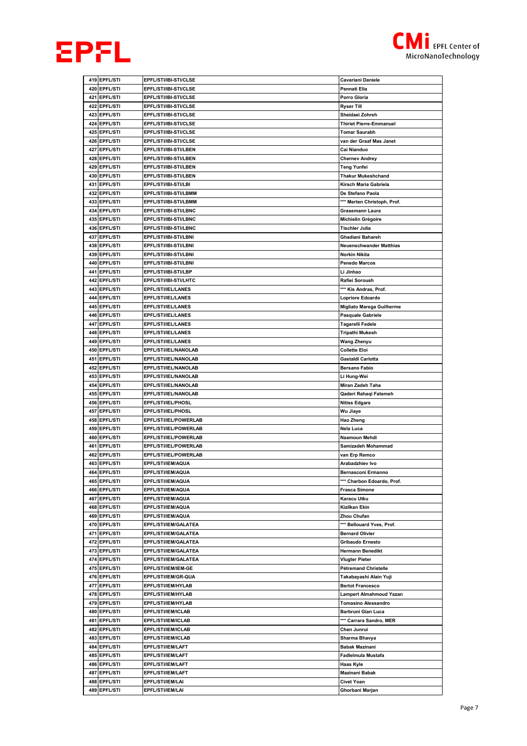| | | | |
|---|---|---|---|
| 419 | EPFL/STI | EPFL/STI/IBI-STI/CLSE | Cavariani Daniele |
| 420 | EPFL/STI | EPFL/STI/IBI-STI/CLSE | Pennati Elia |
| 421 | EPFL/STI | EPFL/STI/IBI-STI/CLSE | Porro Gloria |
| 422 | EPFL/STI | EPFL/STI/IBI-STI/CLSE | Ryser Till |
| 423 | EPFL/STI | EPFL/STI/IBI-STI/CLSE | Sheidaei Zohreh |
| 424 | EPFL/STI | EPFL/STI/IBI-STI/CLSE | Thiriet Pierre-Emmanuel |
| 425 | EPFL/STI | EPFL/STI/IBI-STI/CLSE | Tomar Saurabh |
| 426 | EPFL/STI | EPFL/STI/IBI-STI/CLSE | van der Graaf Mas Janet |
| 427 | EPFL/STI | EPFL/STI/IBI-STI/LBEN | Cai Nianduo |
| 428 | EPFL/STI | EPFL/STI/IBI-STI/LBEN | Chernev Andrey |
| 429 | EPFL/STI | EPFL/STI/IBI-STI/LBEN | Teng Yunfei |
| 430 | EPFL/STI | EPFL/STI/IBI-STI/LBEN | Thakur Mukeshchand |
| 431 | EPFL/STI | EPFL/STI/IBI-STI/LBI | Kirsch Maria Gabriela |
| 432 | EPFL/STI | EPFL/STI/IBI-STI/LBMM | De Stefano Paola |
| 433 | EPFL/STI | EPFL/STI/IBI-STI/LBMM | *** Merten Christoph, Prof. |
| 434 | EPFL/STI | EPFL/STI/IBI-STI/LBNC | Grasemann Laura |
| 435 | EPFL/STI | EPFL/STI/IBI-STI/LBNC | Michielin Grégoire |
| 436 | EPFL/STI | EPFL/STI/IBI-STI/LBNC | Tischler Julia |
| 437 | EPFL/STI | EPFL/STI/IBI-STI/LBNI | Ghadiani Bahareh |
| 438 | EPFL/STI | EPFL/STI/IBI-STI/LBNI | Neuenschwander Matthias |
| 439 | EPFL/STI | EPFL/STI/IBI-STI/LBNI | Norkin Nikita |
| 440 | EPFL/STI | EPFL/STI/IBI-STI/LBNI | Penedo Marcos |
| 441 | EPFL/STI | EPFL/STI/IBI-STI/LBP | Li Jinhao |
| 442 | EPFL/STI | EPFL/STI/IBI-STI/LHTC | Rafiei Soroush |
| 443 | EPFL/STI | EPFL/STI/IEL/LANES | *** Kis Andras, Prof. |
| 444 | EPFL/STI | EPFL/STI/IEL/LANES | Lopriore Edoardo |
| 445 | EPFL/STI | EPFL/STI/IEL/LANES | Migliato Marega Guilherme |
| 446 | EPFL/STI | EPFL/STI/IEL/LANES | Pasquale Gabriele |
| 447 | EPFL/STI | EPFL/STI/IEL/LANES | Tagarelli Fedele |
| 448 | EPFL/STI | EPFL/STI/IEL/LANES | Tripathi Mukesh |
| 449 | EPFL/STI | EPFL/STI/IEL/LANES | Wang Zhenyu |
| 450 | EPFL/STI | EPFL/STI/IEL/NANOLAB | Collette Eloi |
| 451 | EPFL/STI | EPFL/STI/IEL/NANOLAB | Gastaldi Carlotta |
| 452 | EPFL/STI | EPFL/STI/IEL/NANOLAB | Bersano Fabio |
| 453 | EPFL/STI | EPFL/STI/IEL/NANOLAB | Li Hung-Wei |
| 454 | EPFL/STI | EPFL/STI/IEL/NANOLAB | Miran Zadeh Taha |
| 455 | EPFL/STI | EPFL/STI/IEL/NANOLAB | Qaderi Rahaqi Fatemeh |
| 456 | EPFL/STI | EPFL/STI/IEL/PHOSL | Nitiss Edgars |
| 457 | EPFL/STI | EPFL/STI/IEL/PHOSL | Wu Jiaye |
| 458 | EPFL/STI | EPFL/STI/IEL/POWERLAB | Hao Zheng |
| 459 | EPFL/STI | EPFL/STI/IEL/POWERLAB | Nela Luca |
| 460 | EPFL/STI | EPFL/STI/IEL/POWERLAB | Naamoun Mehdi |
| 461 | EPFL/STI | EPFL/STI/IEL/POWERLAB | Samizadeh Mohammad |
| 462 | EPFL/STI | EPFL/STI/IEL/POWERLAB | van Erp Remco |
| 463 | EPFL/STI | EPFL/STI/IEM/AQUA | Arabadzhiev Ivo |
| 464 | EPFL/STI | EPFL/STI/IEM/AQUA | Bernasconi Ermanno |
| 465 | EPFL/STI | EPFL/STI/IEM/AQUA | *** Charbon Edoardo, Prof. |
| 466 | EPFL/STI | EPFL/STI/IEM/AQUA | Frasca Simone |
| 467 | EPFL/STI | EPFL/STI/IEM/AQUA | Karacu Utku |
| 468 | EPFL/STI | EPFL/STI/IEM/AQUA | Kizilkan Ekin |
| 469 | EPFL/STI | EPFL/STI/IEM/AQUA | Zhou Chufan |
| 470 | EPFL/STI | EPFL/STI/IEM/GALATEA | *** Bellouard Yves, Prof. |
| 471 | EPFL/STI | EPFL/STI/IEM/GALATEA | Bernard Olivier |
| 472 | EPFL/STI | EPFL/STI/IEM/GALATEA | Gribaudo Ernesto |
| 473 | EPFL/STI | EPFL/STI/IEM/GALATEA | Hermann Benedikt |
| 474 | EPFL/STI | EPFL/STI/IEM/GALATEA | Vlugter Pieter |
| 475 | EPFL/STI | EPFL/STI/IEM/IEM-GE | Pétremand Christelle |
| 476 | EPFL/STI | EPFL/STI/IEM/GR-QUA | Takabayashi Alain Yuji |
| 477 | EPFL/STI | EPFL/STI/IEM/HYLAB | Bertot Francesco |
| 478 | EPFL/STI | EPFL/STI/IEM/HYLAB | Lampert Almahmoud Yazan |
| 479 | EPFL/STI | EPFL/STI/IEM/HYLAB | Tomasino Alessandro |
| 480 | EPFL/STI | EPFL/STI/IEM/ICLAB | Barbruni Gian Luca |
| 481 | EPFL/STI | EPFL/STI/IEM/ICLAB | *** Carrara Sandro, MER |
| 482 | EPFL/STI | EPFL/STI/IEM/ICLAB | Chen Junrui |
| 483 | EPFL/STI | EPFL/STI/IEM/ICLAB | Sharma Bhavya |
| 484 | EPFL/STI | EPFL/STI/IEM/LAFT | Babak Mazinani |
| 485 | EPFL/STI | EPFL/STI/IEM/LAFT | Fadlelmula Mustafa |
| 486 | EPFL/STI | EPFL/STI/IEM/LAFT | Haas Kyle |
| 487 | EPFL/STI | EPFL/STI/IEM/LAFT | Mazinani Babak |
| 488 | EPFL/STI | EPFL/STI/IEM/LAI | Civet Yoan |
| 489 | EPFL/STI | EPFL/STI/IEM/LAI | Ghorbani Marjan |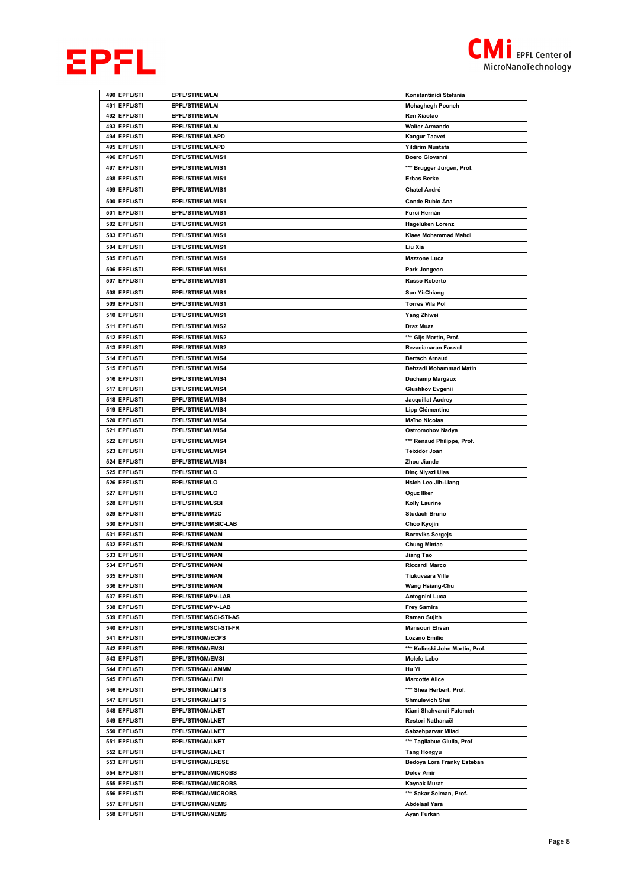| | | | |
|---|---|---|---|
| 490 | EPFL/STI | EPFL/STI/IEM/LAI | Konstantinidi Stefania |
| 491 | EPFL/STI | EPFL/STI/IEM/LAI | Mohaghegh Pooneh |
| 492 | EPFL/STI | EPFL/STI/IEM/LAI | Ren Xiaotao |
| 493 | EPFL/STI | EPFL/STI/IEM/LAI | Walter Armando |
| 494 | EPFL/STI | EPFL/STI/IEM/LAPD | Kangur Taavet |
| 495 | EPFL/STI | EPFL/STI/IEM/LAPD | Yildirim Mustafa |
| 496 | EPFL/STI | EPFL/STI/IEM/LMIS1 | Boero Giovanni |
| 497 | EPFL/STI | EPFL/STI/IEM/LMIS1 | *** Brugger Jürgen, Prof. |
| 498 | EPFL/STI | EPFL/STI/IEM/LMIS1 | Erbas Berke |
| 499 | EPFL/STI | EPFL/STI/IEM/LMIS1 | Chatel André |
| 500 | EPFL/STI | EPFL/STI/IEM/LMIS1 | Conde Rubio Ana |
| 501 | EPFL/STI | EPFL/STI/IEM/LMIS1 | Furci Hernán |
| 502 | EPFL/STI | EPFL/STI/IEM/LMIS1 | Hagelüken Lorenz |
| 503 | EPFL/STI | EPFL/STI/IEM/LMIS1 | Kiaee Mohammad Mahdi |
| 504 | EPFL/STI | EPFL/STI/IEM/LMIS1 | Liu Xia |
| 505 | EPFL/STI | EPFL/STI/IEM/LMIS1 | Mazzone Luca |
| 506 | EPFL/STI | EPFL/STI/IEM/LMIS1 | Park Jongeon |
| 507 | EPFL/STI | EPFL/STI/IEM/LMIS1 | Russo Roberto |
| 508 | EPFL/STI | EPFL/STI/IEM/LMIS1 | Sun Yi-Chiang |
| 509 | EPFL/STI | EPFL/STI/IEM/LMIS1 | Torres Vila Pol |
| 510 | EPFL/STI | EPFL/STI/IEM/LMIS1 | Yang Zhiwei |
| 511 | EPFL/STI | EPFL/STI/IEM/LMIS2 | Draz Muaz |
| 512 | EPFL/STI | EPFL/STI/IEM/LMIS2 | *** Gijs Martin, Prof. |
| 513 | EPFL/STI | EPFL/STI/IEM/LMIS2 | Rezaeianaran Farzad |
| 514 | EPFL/STI | EPFL/STI/IEM/LMIS4 | Bertsch Arnaud |
| 515 | EPFL/STI | EPFL/STI/IEM/LMIS4 | Behzadi Mohammad Matin |
| 516 | EPFL/STI | EPFL/STI/IEM/LMIS4 | Duchamp Margaux |
| 517 | EPFL/STI | EPFL/STI/IEM/LMIS4 | Glushkov Evgenii |
| 518 | EPFL/STI | EPFL/STI/IEM/LMIS4 | Jacquillat Audrey |
| 519 | EPFL/STI | EPFL/STI/IEM/LMIS4 | Lipp Clémentine |
| 520 | EPFL/STI | EPFL/STI/IEM/LMIS4 | Maïno Nicolas |
| 521 | EPFL/STI | EPFL/STI/IEM/LMIS4 | Ostromohov Nadya |
| 522 | EPFL/STI | EPFL/STI/IEM/LMIS4 | *** Renaud Philippe, Prof. |
| 523 | EPFL/STI | EPFL/STI/IEM/LMIS4 | Teixidor Joan |
| 524 | EPFL/STI | EPFL/STI/IEM/LMIS4 | Zhou Jiande |
| 525 | EPFL/STI | EPFL/STI/IEM/LO | Dinç Niyazi Ulas |
| 526 | EPFL/STI | EPFL/STI/IEM/LO | Hsieh Leo Jih-Liang |
| 527 | EPFL/STI | EPFL/STI/IEM/LO | Oguz Ilker |
| 528 | EPFL/STI | EPFL/STI/IEM/LSBI | Kolly Laurine |
| 529 | EPFL/STI | EPFL/STI/IEM/M2C | Studach Bruno |
| 530 | EPFL/STI | EPFL/STI/IEM/MSIC-LAB | Choo Kyojin |
| 531 | EPFL/STI | EPFL/STI/IEM/NAM | Boroviks Sergejs |
| 532 | EPFL/STI | EPFL/STI/IEM/NAM | Chung Mintae |
| 533 | EPFL/STI | EPFL/STI/IEM/NAM | Jiang Tao |
| 534 | EPFL/STI | EPFL/STI/IEM/NAM | Riccardi Marco |
| 535 | EPFL/STI | EPFL/STI/IEM/NAM | Tiukuvaara Ville |
| 536 | EPFL/STI | EPFL/STI/IEM/NAM | Wang Hsiang-Chu |
| 537 | EPFL/STI | EPFL/STI/IEM/PV-LAB | Antognini Luca |
| 538 | EPFL/STI | EPFL/STI/IEM/PV-LAB | Frey Samira |
| 539 | EPFL/STI | EPFL/STI/IEM/SCI-STI-AS | Raman Sujith |
| 540 | EPFL/STI | EPFL/STI/IEM/SCI-STI-FR | Mansouri Ehsan |
| 541 | EPFL/STI | EPFL/STI/IGM/ECPS | Lozano Emilio |
| 542 | EPFL/STI | EPFL/STI/IGM/EMSI | *** Kolinski John Martin, Prof. |
| 543 | EPFL/STI | EPFL/STI/IGM/EMSI | Molefe Lebo |
| 544 | EPFL/STI | EPFL/STI/IGM/LAMMM | Hu Yi |
| 545 | EPFL/STI | EPFL/STI/IGM/LFMI | Marcotte Alice |
| 546 | EPFL/STI | EPFL/STI/IGM/LMTS | *** Shea Herbert, Prof. |
| 547 | EPFL/STI | EPFL/STI/IGM/LMTS | Shmulevich Shai |
| 548 | EPFL/STI | EPFL/STI/IGM/LNET | Kiani Shahvandi Fatemeh |
| 549 | EPFL/STI | EPFL/STI/IGM/LNET | Restori Nathanaël |
| 550 | EPFL/STI | EPFL/STI/IGM/LNET | Sabzehparvar Milad |
| 551 | EPFL/STI | EPFL/STI/IGM/LNET | *** Tagliabue Giulia, Prof |
| 552 | EPFL/STI | EPFL/STI/IGM/LNET | Tang Hongyu |
| 553 | EPFL/STI | EPFL/STI/IGM/LRESE | Bedoya Lora Franky Esteban |
| 554 | EPFL/STI | EPFL/STI/IGM/MICROBS | Dolev Amir |
| 555 | EPFL/STI | EPFL/STI/IGM/MICROBS | Kaynak Murat |
| 556 | EPFL/STI | EPFL/STI/IGM/MICROBS | *** Sakar Selman, Prof. |
| 557 | EPFL/STI | EPFL/STI/IGM/NEMS | Abdelaal Yara |
| 558 | EPFL/STI | EPFL/STI/IGM/NEMS | Ayan Furkan |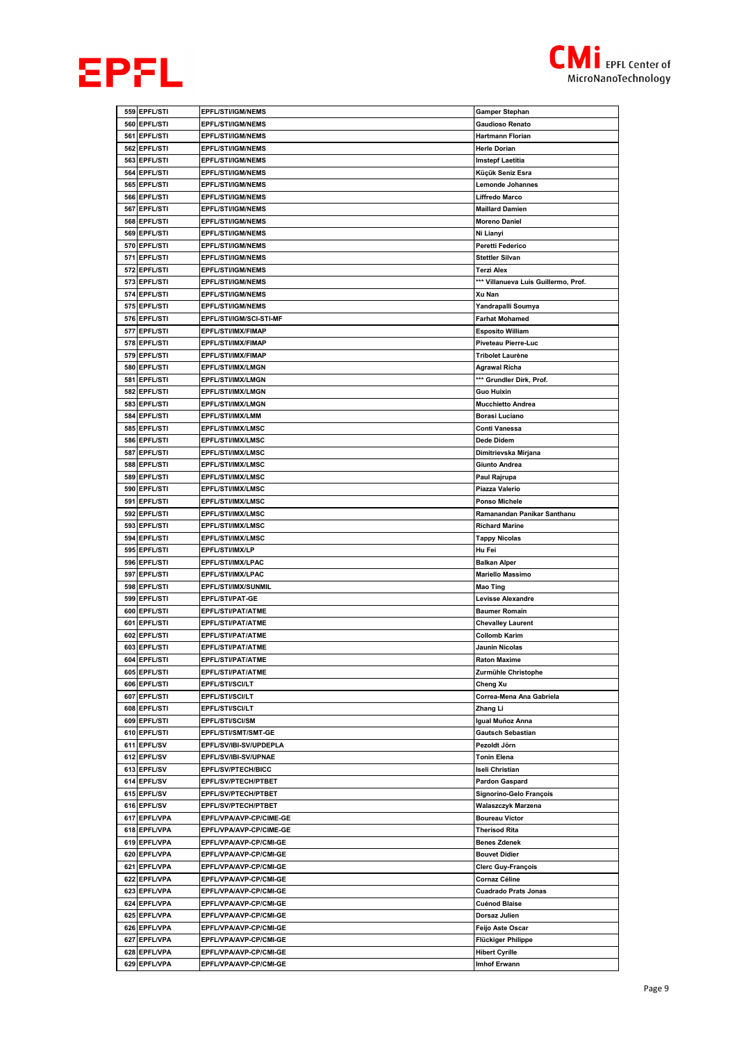| | | | |
|---|---|---|---|
| 559 | EPFL/STI | EPFL/STI/IGM/NEMS | Gamper Stephan |
| 560 | EPFL/STI | EPFL/STI/IGM/NEMS | Gaudioso Renato |
| 561 | EPFL/STI | EPFL/STI/IGM/NEMS | Hartmann Florian |
| 562 | EPFL/STI | EPFL/STI/IGM/NEMS | Herle Dorian |
| 563 | EPFL/STI | EPFL/STI/IGM/NEMS | Imstepf Laetitia |
| 564 | EPFL/STI | EPFL/STI/IGM/NEMS | Küçük Seniz Esra |
| 565 | EPFL/STI | EPFL/STI/IGM/NEMS | Lemonde Johannes |
| 566 | EPFL/STI | EPFL/STI/IGM/NEMS | Liffredo Marco |
| 567 | EPFL/STI | EPFL/STI/IGM/NEMS | Maillard Damien |
| 568 | EPFL/STI | EPFL/STI/IGM/NEMS | Moreno Daniel |
| 569 | EPFL/STI | EPFL/STI/IGM/NEMS | Ni Lianyi |
| 570 | EPFL/STI | EPFL/STI/IGM/NEMS | Peretti Federico |
| 571 | EPFL/STI | EPFL/STI/IGM/NEMS | Stettler Silvan |
| 572 | EPFL/STI | EPFL/STI/IGM/NEMS | Terzi Alex |
| 573 | EPFL/STI | EPFL/STI/IGM/NEMS | *** Villanueva Luis Guillermo, Prof. |
| 574 | EPFL/STI | EPFL/STI/IGM/NEMS | Xu Nan |
| 575 | EPFL/STI | EPFL/STI/IGM/NEMS | Yandrapalli Soumya |
| 576 | EPFL/STI | EPFL/STI/IGM/SCI-STI-MF | Farhat Mohamed |
| 577 | EPFL/STI | EPFL/STI/IMX/FIMAP | Esposito William |
| 578 | EPFL/STI | EPFL/STI/IMX/FIMAP | Piveteau Pierre-Luc |
| 579 | EPFL/STI | EPFL/STI/IMX/FIMAP | Tribolet Laurène |
| 580 | EPFL/STI | EPFL/STI/IMX/LMGN | Agrawal Richa |
| 581 | EPFL/STI | EPFL/STI/IMX/LMGN | *** Grundler Dirk, Prof. |
| 582 | EPFL/STI | EPFL/STI/IMX/LMGN | Guo Huixin |
| 583 | EPFL/STI | EPFL/STI/IMX/LMGN | Mucchietto Andrea |
| 584 | EPFL/STI | EPFL/STI/IMX/LMM | Borasi Luciano |
| 585 | EPFL/STI | EPFL/STI/IMX/LMSC | Conti Vanessa |
| 586 | EPFL/STI | EPFL/STI/IMX/LMSC | Dede Didem |
| 587 | EPFL/STI | EPFL/STI/IMX/LMSC | Dimitrievska Mirjana |
| 588 | EPFL/STI | EPFL/STI/IMX/LMSC | Giunto Andrea |
| 589 | EPFL/STI | EPFL/STI/IMX/LMSC | Paul Rajrupa |
| 590 | EPFL/STI | EPFL/STI/IMX/LMSC | Piazza Valerio |
| 591 | EPFL/STI | EPFL/STI/IMX/LMSC | Ponso Michele |
| 592 | EPFL/STI | EPFL/STI/IMX/LMSC | Ramanandan Panikar Santhanu |
| 593 | EPFL/STI | EPFL/STI/IMX/LMSC | Richard Marine |
| 594 | EPFL/STI | EPFL/STI/IMX/LMSC | Tappy Nicolas |
| 595 | EPFL/STI | EPFL/STI/IMX/LP | Hu Fei |
| 596 | EPFL/STI | EPFL/STI/IMX/LPAC | Balkan Alper |
| 597 | EPFL/STI | EPFL/STI/IMX/LPAC | Mariello Massimo |
| 598 | EPFL/STI | EPFL/STI/IMX/SUNMIL | Mao Ting |
| 599 | EPFL/STI | EPFL/STI/PAT-GE | Levisse Alexandre |
| 600 | EPFL/STI | EPFL/STI/PAT/ATME | Baumer Romain |
| 601 | EPFL/STI | EPFL/STI/PAT/ATME | Chevalley Laurent |
| 602 | EPFL/STI | EPFL/STI/PAT/ATME | Collomb Karim |
| 603 | EPFL/STI | EPFL/STI/PAT/ATME | Jaunin Nicolas |
| 604 | EPFL/STI | EPFL/STI/PAT/ATME | Raton Maxime |
| 605 | EPFL/STI | EPFL/STI/PAT/ATME | Zurmühle Christophe |
| 606 | EPFL/STI | EPFL/STI/SCI/LT | Cheng Xu |
| 607 | EPFL/STI | EPFL/STI/SCI/LT | Correa-Mena Ana Gabriela |
| 608 | EPFL/STI | EPFL/STI/SCI/LT | Zhang Li |
| 609 | EPFL/STI | EPFL/STI/SCI/SM | Igual Muñoz Anna |
| 610 | EPFL/STI | EPFL/STI/SMT/SMT-GE | Gautsch Sebastian |
| 611 | EPFL/SV | EPFL/SV/IBI-SV/UPDEPLA | Pezoldt Jörn |
| 612 | EPFL/SV | EPFL/SV/IBI-SV/UPNAE | Tonin Elena |
| 613 | EPFL/SV | EPFL/SV/PTECH/BICC | Iseli Christian |
| 614 | EPFL/SV | EPFL/SV/PTECH/PTBET | Pardon Gaspard |
| 615 | EPFL/SV | EPFL/SV/PTECH/PTBET | Signorino-Gelo François |
| 616 | EPFL/SV | EPFL/SV/PTECH/PTBET | Walaszczyk Marzena |
| 617 | EPFL/VPA | EPFL/VPA/AVP-CP/CIME-GE | Boureau Victor |
| 618 | EPFL/VPA | EPFL/VPA/AVP-CP/CIME-GE | Therisod Rita |
| 619 | EPFL/VPA | EPFL/VPA/AVP-CP/CMI-GE | Benes Zdenek |
| 620 | EPFL/VPA | EPFL/VPA/AVP-CP/CMI-GE | Bouvet Didier |
| 621 | EPFL/VPA | EPFL/VPA/AVP-CP/CMI-GE | Clerc Guy-François |
| 622 | EPFL/VPA | EPFL/VPA/AVP-CP/CMI-GE | Cornaz Céline |
| 623 | EPFL/VPA | EPFL/VPA/AVP-CP/CMI-GE | Cuadrado Prats Jonas |
| 624 | EPFL/VPA | EPFL/VPA/AVP-CP/CMI-GE | Cuénod Blaise |
| 625 | EPFL/VPA | EPFL/VPA/AVP-CP/CMI-GE | Dorsaz Julien |
| 626 | EPFL/VPA | EPFL/VPA/AVP-CP/CMI-GE | Feijo Aste Oscar |
| 627 | EPFL/VPA | EPFL/VPA/AVP-CP/CMI-GE | Flückiger Philippe |
| 628 | EPFL/VPA | EPFL/VPA/AVP-CP/CMI-GE | Hibert Cyrille |
| 629 | EPFL/VPA | EPFL/VPA/AVP-CP/CMI-GE | Imhof Erwann |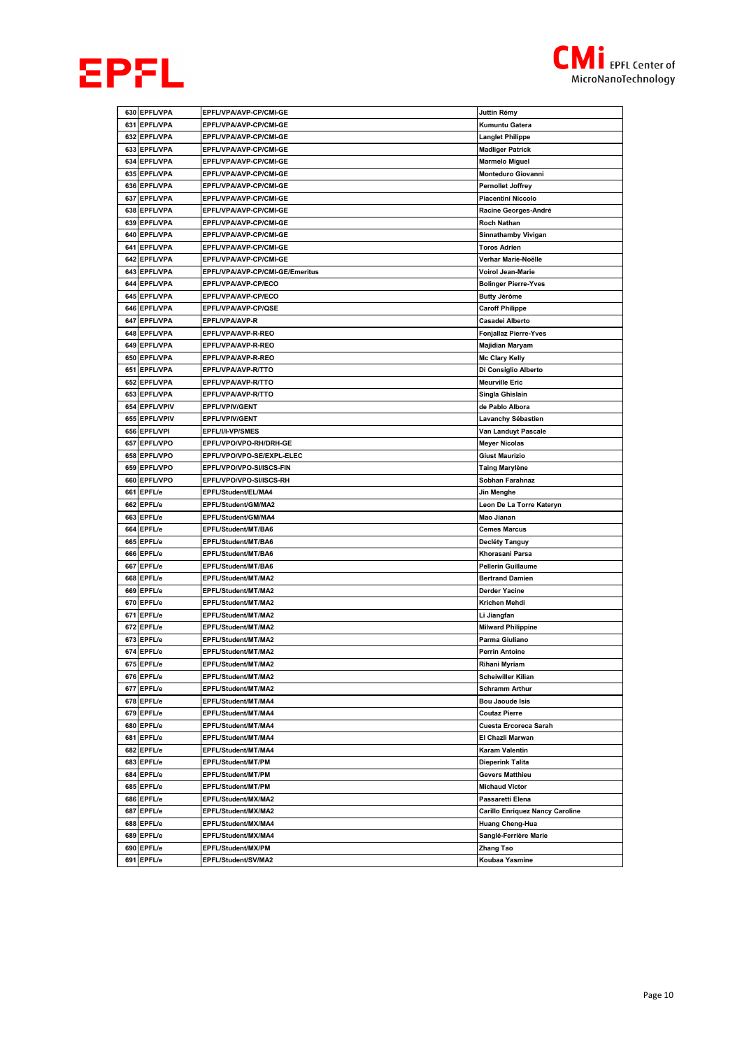| | | | |
|---|---|---|---|
| 630 | EPFL/VPA | EPFL/VPA/AVP-CP/CMI-GE | Juttin Rémy |
| 631 | EPFL/VPA | EPFL/VPA/AVP-CP/CMI-GE | Kumuntu Gatera |
| 632 | EPFL/VPA | EPFL/VPA/AVP-CP/CMI-GE | Langlet Philippe |
| 633 | EPFL/VPA | EPFL/VPA/AVP-CP/CMI-GE | Madliger Patrick |
| 634 | EPFL/VPA | EPFL/VPA/AVP-CP/CMI-GE | Marmelo Miguel |
| 635 | EPFL/VPA | EPFL/VPA/AVP-CP/CMI-GE | Monteduro Giovanni |
| 636 | EPFL/VPA | EPFL/VPA/AVP-CP/CMI-GE | Pernollet Joffrey |
| 637 | EPFL/VPA | EPFL/VPA/AVP-CP/CMI-GE | Piacentini Niccolo |
| 638 | EPFL/VPA | EPFL/VPA/AVP-CP/CMI-GE | Racine Georges-André |
| 639 | EPFL/VPA | EPFL/VPA/AVP-CP/CMI-GE | Roch Nathan |
| 640 | EPFL/VPA | EPFL/VPA/AVP-CP/CMI-GE | Sinnathamby Vivigan |
| 641 | EPFL/VPA | EPFL/VPA/AVP-CP/CMI-GE | Toros Adrien |
| 642 | EPFL/VPA | EPFL/VPA/AVP-CP/CMI-GE | Verhar Marie-Noëlle |
| 643 | EPFL/VPA | EPFL/VPA/AVP-CP/CMI-GE/Emeritus | Voirol Jean-Marie |
| 644 | EPFL/VPA | EPFL/VPA/AVP-CP/ECO | Bolinger Pierre-Yves |
| 645 | EPFL/VPA | EPFL/VPA/AVP-CP/ECO | Butty Jérôme |
| 646 | EPFL/VPA | EPFL/VPA/AVP-CP/QSE | Caroff Philippe |
| 647 | EPFL/VPA | EPFL/VPA/AVP-R | Casadei Alberto |
| 648 | EPFL/VPA | EPFL/VPA/AVP-R-REO | Fonjallaz Pierre-Yves |
| 649 | EPFL/VPA | EPFL/VPA/AVP-R-REO | Majidian Maryam |
| 650 | EPFL/VPA | EPFL/VPA/AVP-R-REO | Mc Clary Kelly |
| 651 | EPFL/VPA | EPFL/VPA/AVP-R/TTO | Di Consiglio Alberto |
| 652 | EPFL/VPA | EPFL/VPA/AVP-R/TTO | Meurville Eric |
| 653 | EPFL/VPA | EPFL/VPA/AVP-R/TTO | Singla Ghislain |
| 654 | EPFL/VPIV | EPFL/VPIV/GENT | de Pablo Albora |
| 655 | EPFL/VPIV | EPFL/VPIV/GENT | Lavanchy Sébastien |
| 656 | EPFL/VPI | EPFL/I/I-VP/SMES | Van Landuyt Pascale |
| 657 | EPFL/VPO | EPFL/VPO/VPO-RH/DRH-GE | Meyer Nicolas |
| 658 | EPFL/VPO | EPFL/VPO/VPO-SE/EXPL-ELEC | Giust Maurizio |
| 659 | EPFL/VPO | EPFL/VPO/VPO-SI/ISCS-FIN | Taing Marylène |
| 660 | EPFL/VPO | EPFL/VPO/VPO-SI/ISCS-RH | Sobhan Farahnaz |
| 661 | EPFL/e | EPFL/Student/EL/MA4 | Jin Menghe |
| 662 | EPFL/e | EPFL/Student/GM/MA2 | Leon De La Torre Kateryn |
| 663 | EPFL/e | EPFL/Student/GM/MA4 | Mao Jianan |
| 664 | EPFL/e | EPFL/Student/MT/BA6 | Cemes Marcus |
| 665 | EPFL/e | EPFL/Student/MT/BA6 | Decléty Tanguy |
| 666 | EPFL/e | EPFL/Student/MT/BA6 | Khorasani Parsa |
| 667 | EPFL/e | EPFL/Student/MT/BA6 | Pellerin Guillaume |
| 668 | EPFL/e | EPFL/Student/MT/MA2 | Bertrand Damien |
| 669 | EPFL/e | EPFL/Student/MT/MA2 | Derder Yacine |
| 670 | EPFL/e | EPFL/Student/MT/MA2 | Krichen Mehdi |
| 671 | EPFL/e | EPFL/Student/MT/MA2 | Li Jiangfan |
| 672 | EPFL/e | EPFL/Student/MT/MA2 | Milward Philippine |
| 673 | EPFL/e | EPFL/Student/MT/MA2 | Parma Giuliano |
| 674 | EPFL/e | EPFL/Student/MT/MA2 | Perrin Antoine |
| 675 | EPFL/e | EPFL/Student/MT/MA2 | Rihani Myriam |
| 676 | EPFL/e | EPFL/Student/MT/MA2 | Scheiwiller Kilian |
| 677 | EPFL/e | EPFL/Student/MT/MA2 | Schramm Arthur |
| 678 | EPFL/e | EPFL/Student/MT/MA4 | Bou Jaoude Isis |
| 679 | EPFL/e | EPFL/Student/MT/MA4 | Coutaz Pierre |
| 680 | EPFL/e | EPFL/Student/MT/MA4 | Cuesta Ercoreca Sarah |
| 681 | EPFL/e | EPFL/Student/MT/MA4 | El Chazli Marwan |
| 682 | EPFL/e | EPFL/Student/MT/MA4 | Karam Valentin |
| 683 | EPFL/e | EPFL/Student/MT/PM | Dieperink Talita |
| 684 | EPFL/e | EPFL/Student/MT/PM | Gevers Matthieu |
| 685 | EPFL/e | EPFL/Student/MT/PM | Michaud Victor |
| 686 | EPFL/e | EPFL/Student/MX/MA2 | Passaretti Elena |
| 687 | EPFL/e | EPFL/Student/MX/MA2 | Carillo Enriquez Nancy Caroline |
| 688 | EPFL/e | EPFL/Student/MX/MA4 | Huang Cheng-Hua |
| 689 | EPFL/e | EPFL/Student/MX/MA4 | Sanglé-Ferrière Marie |
| 690 | EPFL/e | EPFL/Student/MX/PM | Zhang Tao |
| 691 | EPFL/e | EPFL/Student/SV/MA2 | Koubaa Yasmine |